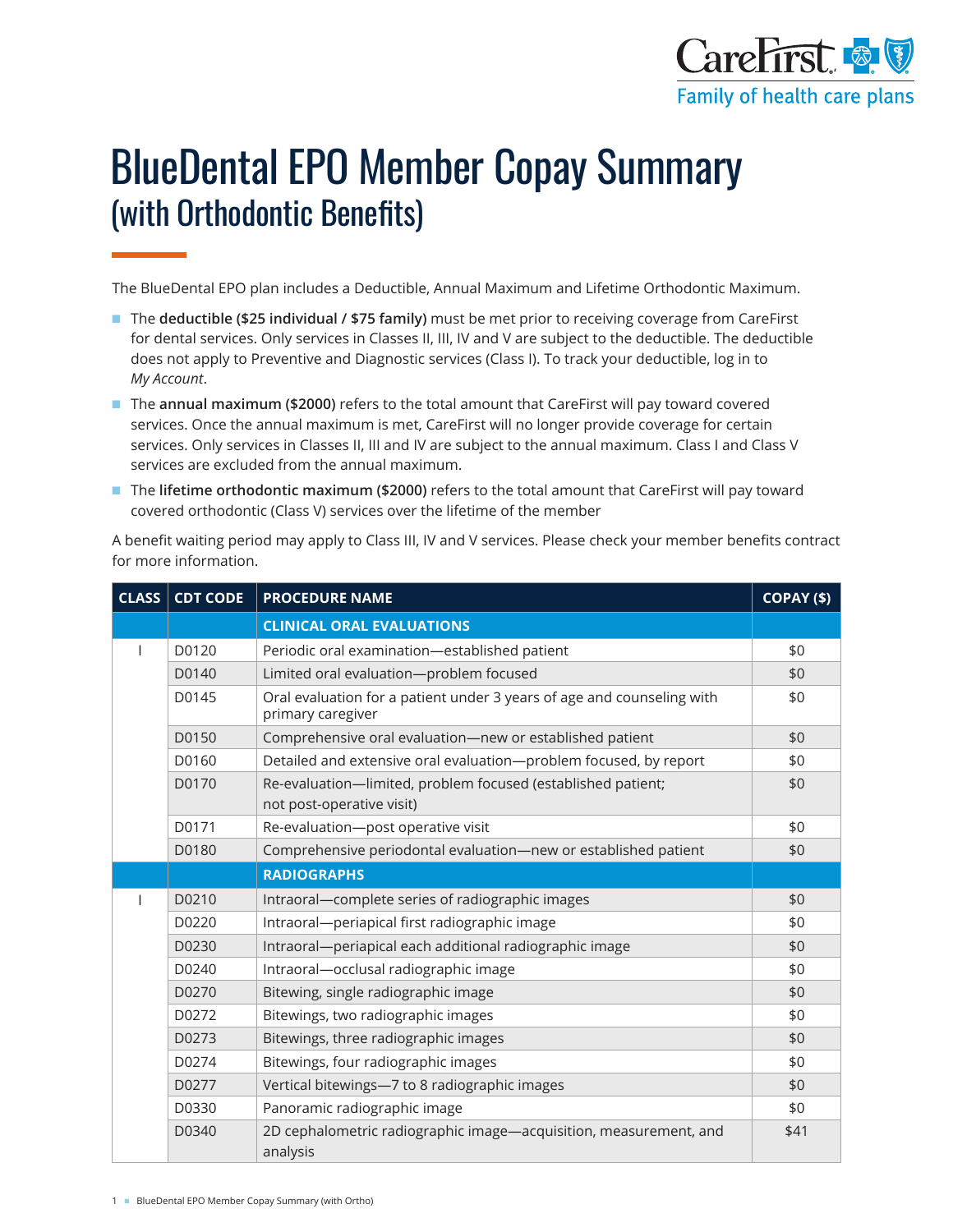# BlueDental EPO Member Copay Summary
## (with Orthodontic Benefits)

The BlueDental EPO plan includes a Deductible, Annual Maximum and Lifetime Orthodontic Maximum.

- The **deductible ($25 individual / $75 family)** must be met prior to receiving coverage from CareFirst for dental services. Only services in Classes II, III, IV and V are subject to the deductible. The deductible does not apply to Preventive and Diagnostic services (Class I). To track your deductible, log in to *My Account*.
- The **annual maximum ($2000)** refers to the total amount that CareFirst will pay toward covered services. Once the annual maximum is met, CareFirst will no longer provide coverage for certain services. Only services in Classes II, III and IV are subject to the annual maximum. Class I and Class V services are excluded from the annual maximum.
- The **lifetime orthodontic maximum ($2000)** refers to the total amount that CareFirst will pay toward covered orthodontic (Class V) services over the lifetime of the member

A benefit waiting period may apply to Class III, IV and V services. Please check your member benefits contract for more information.

| CLASS | CDT CODE | PROCEDURE NAME | COPAY ($) |
|---|---|---|---|
| | | **CLINICAL ORAL EVALUATIONS** | |
| I | D0120 | Periodic oral examination—established patient | $0 |
| | D0140 | Limited oral evaluation—problem focused | $0 |
| | D0145 | Oral evaluation for a patient under 3 years of age and counseling with primary caregiver | $0 |
| | D0150 | Comprehensive oral evaluation—new or established patient | $0 |
| | D0160 | Detailed and extensive oral evaluation—problem focused, by report | $0 |
| | D0170 | Re-evaluation—limited, problem focused (established patient; not post-operative visit) | $0 |
| | D0171 | Re-evaluation—post operative visit | $0 |
| | D0180 | Comprehensive periodontal evaluation—new or established patient | $0 |
| | | **RADIOGRAPHS** | |
| I | D0210 | Intraoral—complete series of radiographic images | $0 |
| | D0220 | Intraoral—periapical first radiographic image | $0 |
| | D0230 | Intraoral—periapical each additional radiographic image | $0 |
| | D0240 | Intraoral—occlusal radiographic image | $0 |
| | D0270 | Bitewing, single radiographic image | $0 |
| | D0272 | Bitewings, two radiographic images | $0 |
| | D0273 | Bitewings, three radiographic images | $0 |
| | D0274 | Bitewings, four radiographic images | $0 |
| | D0277 | Vertical bitewings—7 to 8 radiographic images | $0 |
| | D0330 | Panoramic radiographic image | $0 |
| | D0340 | 2D cephalometric radiographic image—acquisition, measurement, and analysis | $41 |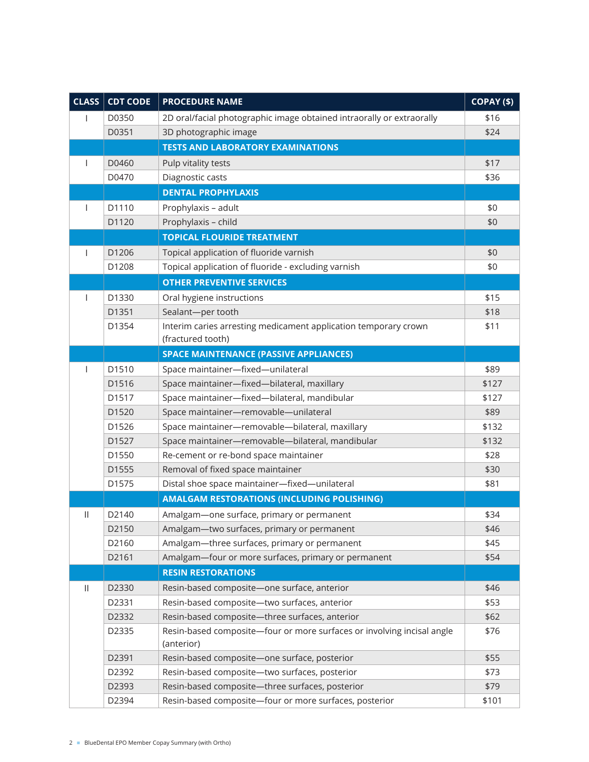| CLASS | CDT CODE | PROCEDURE NAME | COPAY ($) |
|---|---|---|---|
| I | D0350 | 2D oral/facial photographic image obtained intraorally or extraorally | $16 |
| | D0351 | 3D photographic image | $24 |
| | | **TESTS AND LABORATORY EXAMINATIONS** | |
| I | D0460 | Pulp vitality tests | $17 |
| | D0470 | Diagnostic casts | $36 |
| | | **DENTAL PROPHYLAXIS** | |
| I | D1110 | Prophylaxis – adult | $0 |
| | D1120 | Prophylaxis – child | $0 |
| | | **TOPICAL FLOURIDE TREATMENT** | |
| I | D1206 | Topical application of fluoride varnish | $0 |
| | D1208 | Topical application of fluoride - excluding varnish | $0 |
| | | **OTHER PREVENTIVE SERVICES** | |
| I | D1330 | Oral hygiene instructions | $15 |
| | D1351 | Sealant—per tooth | $18 |
| | D1354 | Interim caries arresting medicament application temporary crown (fractured tooth) | $11 |
| | | **SPACE MAINTENANCE (PASSIVE APPLIANCES)** | |
| I | D1510 | Space maintainer—fixed—unilateral | $89 |
| | D1516 | Space maintainer—fixed—bilateral, maxillary | $127 |
| | D1517 | Space maintainer—fixed—bilateral, mandibular | $127 |
| | D1520 | Space maintainer—removable—unilateral | $89 |
| | D1526 | Space maintainer—removable—bilateral, maxillary | $132 |
| | D1527 | Space maintainer—removable—bilateral, mandibular | $132 |
| | D1550 | Re-cement or re-bond space maintainer | $28 |
| | D1555 | Removal of fixed space maintainer | $30 |
| | D1575 | Distal shoe space maintainer—fixed—unilateral | $81 |
| | | **AMALGAM RESTORATIONS (INCLUDING POLISHING)** | |
| II | D2140 | Amalgam—one surface, primary or permanent | $34 |
| | D2150 | Amalgam—two surfaces, primary or permanent | $46 |
| | D2160 | Amalgam—three surfaces, primary or permanent | $45 |
| | D2161 | Amalgam—four or more surfaces, primary or permanent | $54 |
| | | **RESIN RESTORATIONS** | |
| II | D2330 | Resin-based composite—one surface, anterior | $46 |
| | D2331 | Resin-based composite—two surfaces, anterior | $53 |
| | D2332 | Resin-based composite—three surfaces, anterior | $62 |
| | D2335 | Resin-based composite—four or more surfaces or involving incisal angle (anterior) | $76 |
| | D2391 | Resin-based composite—one surface, posterior | $55 |
| | D2392 | Resin-based composite—two surfaces, posterior | $73 |
| | D2393 | Resin-based composite—three surfaces, posterior | $79 |
| | D2394 | Resin-based composite—four or more surfaces, posterior | $101 |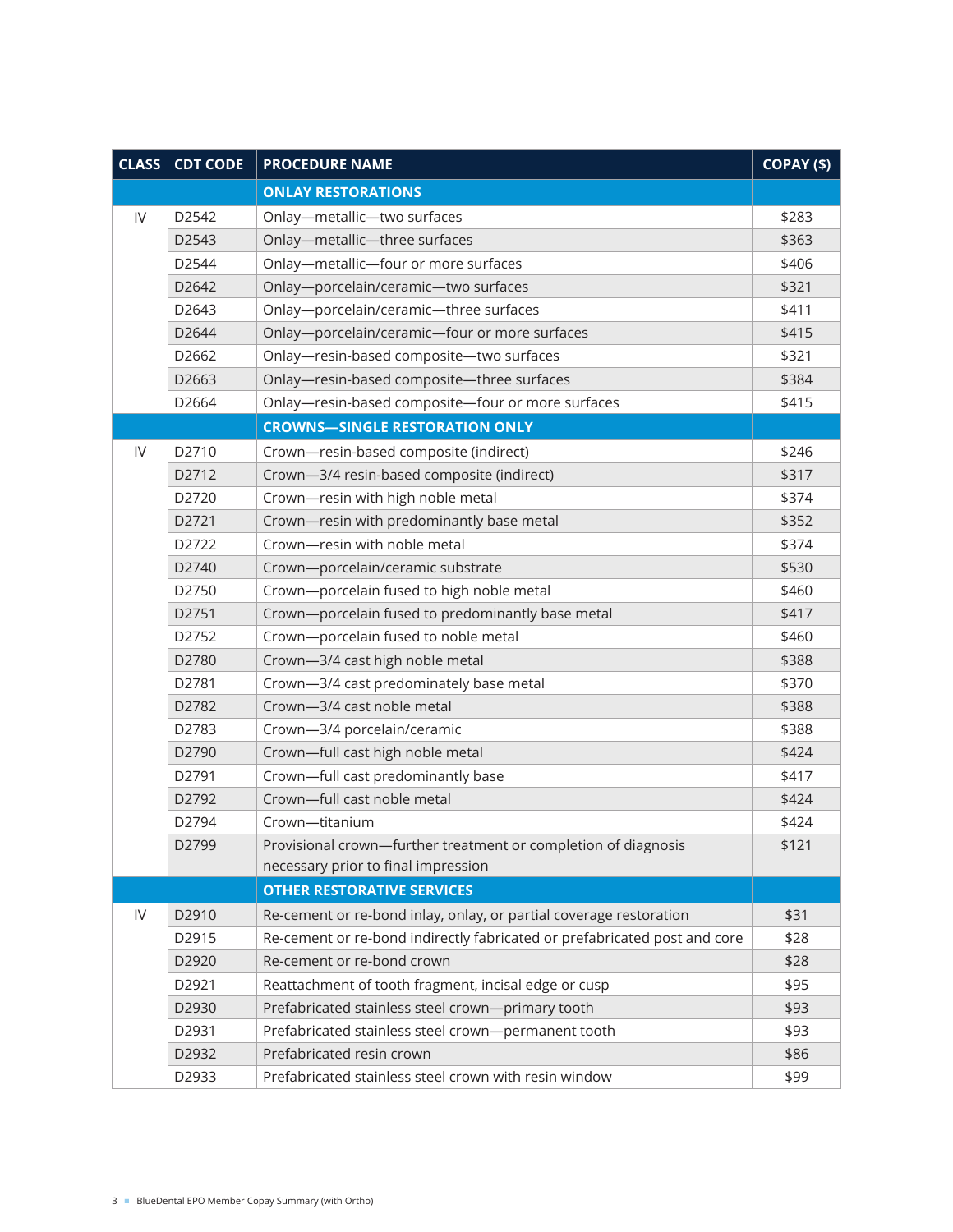| CLASS | CDT CODE | PROCEDURE NAME | COPAY ($) |
|---|---|---|---|
| | | **ONLAY RESTORATIONS** | |
| IV | D2542 | Onlay—metallic—two surfaces | $283 |
| | D2543 | Onlay—metallic—three surfaces | $363 |
| | D2544 | Onlay—metallic—four or more surfaces | $406 |
| | D2642 | Onlay—porcelain/ceramic—two surfaces | $321 |
| | D2643 | Onlay—porcelain/ceramic—three surfaces | $411 |
| | D2644 | Onlay—porcelain/ceramic—four or more surfaces | $415 |
| | D2662 | Onlay—resin-based composite—two surfaces | $321 |
| | D2663 | Onlay—resin-based composite—three surfaces | $384 |
| | D2664 | Onlay—resin-based composite—four or more surfaces | $415 |
| | | **CROWNS—SINGLE RESTORATION ONLY** | |
| IV | D2710 | Crown—resin-based composite (indirect) | $246 |
| | D2712 | Crown—3/4 resin-based composite (indirect) | $317 |
| | D2720 | Crown—resin with high noble metal | $374 |
| | D2721 | Crown—resin with predominantly base metal | $352 |
| | D2722 | Crown—resin with noble metal | $374 |
| | D2740 | Crown—porcelain/ceramic substrate | $530 |
| | D2750 | Crown—porcelain fused to high noble metal | $460 |
| | D2751 | Crown—porcelain fused to predominantly base metal | $417 |
| | D2752 | Crown—porcelain fused to noble metal | $460 |
| | D2780 | Crown—3/4 cast high noble metal | $388 |
| | D2781 | Crown—3/4 cast predominately base metal | $370 |
| | D2782 | Crown—3/4 cast noble metal | $388 |
| | D2783 | Crown—3/4 porcelain/ceramic | $388 |
| | D2790 | Crown—full cast high noble metal | $424 |
| | D2791 | Crown—full cast predominantly base | $417 |
| | D2792 | Crown—full cast noble metal | $424 |
| | D2794 | Crown—titanium | $424 |
| | D2799 | Provisional crown—further treatment or completion of diagnosis necessary prior to final impression | $121 |
| | | **OTHER RESTORATIVE SERVICES** | |
| IV | D2910 | Re-cement or re-bond inlay, onlay, or partial coverage restoration | $31 |
| | D2915 | Re-cement or re-bond indirectly fabricated or prefabricated post and core | $28 |
| | D2920 | Re-cement or re-bond crown | $28 |
| | D2921 | Reattachment of tooth fragment, incisal edge or cusp | $95 |
| | D2930 | Prefabricated stainless steel crown—primary tooth | $93 |
| | D2931 | Prefabricated stainless steel crown—permanent tooth | $93 |
| | D2932 | Prefabricated resin crown | $86 |
| | D2933 | Prefabricated stainless steel crown with resin window | $99 |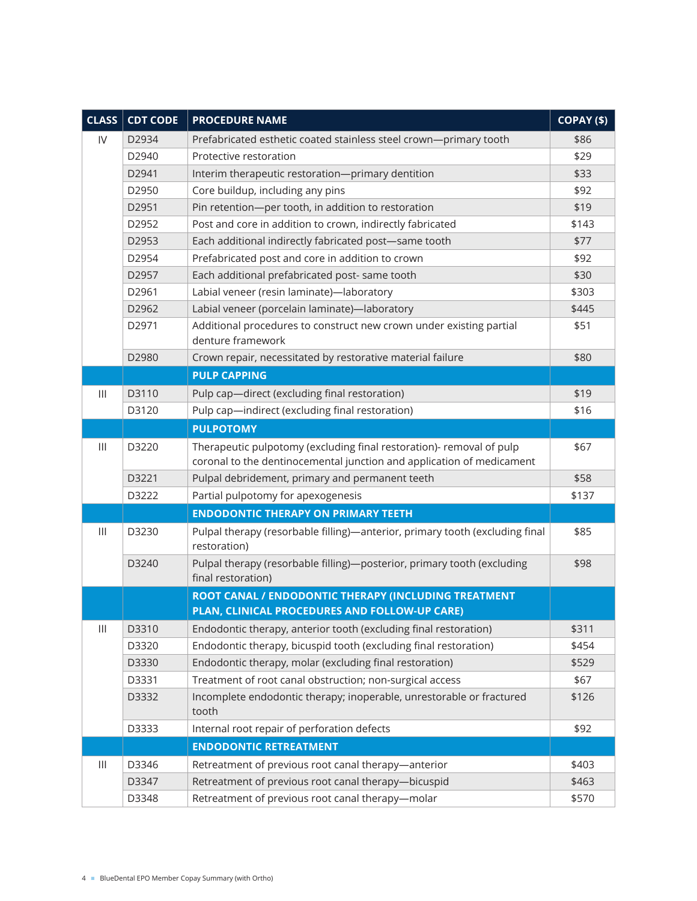| CLASS | CDT CODE | PROCEDURE NAME | COPAY ($) |
|---|---|---|---|
| IV | D2934 | Prefabricated esthetic coated stainless steel crown—primary tooth | $86 |
| | D2940 | Protective restoration | $29 |
| | D2941 | Interim therapeutic restoration—primary dentition | $33 |
| | D2950 | Core buildup, including any pins | $92 |
| | D2951 | Pin retention—per tooth, in addition to restoration | $19 |
| | D2952 | Post and core in addition to crown, indirectly fabricated | $143 |
| | D2953 | Each additional indirectly fabricated post—same tooth | $77 |
| | D2954 | Prefabricated post and core in addition to crown | $92 |
| | D2957 | Each additional prefabricated post- same tooth | $30 |
| | D2961 | Labial veneer (resin laminate)—laboratory | $303 |
| | D2962 | Labial veneer (porcelain laminate)—laboratory | $445 |
| | D2971 | Additional procedures to construct new crown under existing partial denture framework | $51 |
| | D2980 | Crown repair, necessitated by restorative material failure | $80 |
| | | **PULP CAPPING** | |
| III | D3110 | Pulp cap—direct (excluding final restoration) | $19 |
| | D3120 | Pulp cap—indirect (excluding final restoration) | $16 |
| | | **PULPOTOMY** | |
| III | D3220 | Therapeutic pulpotomy (excluding final restoration)- removal of pulp coronal to the dentinocemental junction and application of medicament | $67 |
| | D3221 | Pulpal debridement, primary and permanent teeth | $58 |
| | D3222 | Partial pulpotomy for apexogenesis | $137 |
| | | **ENDODONTIC THERAPY ON PRIMARY TEETH** | |
| III | D3230 | Pulpal therapy (resorbable filling)—anterior, primary tooth (excluding final restoration) | $85 |
| | D3240 | Pulpal therapy (resorbable filling)—posterior, primary tooth (excluding final restoration) | $98 |
| | | **ROOT CANAL / ENDODONTIC THERAPY (INCLUDING TREATMENT PLAN, CLINICAL PROCEDURES AND FOLLOW-UP CARE)** | |
| III | D3310 | Endodontic therapy, anterior tooth (excluding final restoration) | $311 |
| | D3320 | Endodontic therapy, bicuspid tooth (excluding final restoration) | $454 |
| | D3330 | Endodontic therapy, molar (excluding final restoration) | $529 |
| | D3331 | Treatment of root canal obstruction; non-surgical access | $67 |
| | D3332 | Incomplete endodontic therapy; inoperable, unrestorable or fractured tooth | $126 |
| | D3333 | Internal root repair of perforation defects | $92 |
| | | **ENDODONTIC RETREATMENT** | |
| III | D3346 | Retreatment of previous root canal therapy—anterior | $403 |
| | D3347 | Retreatment of previous root canal therapy—bicuspid | $463 |
| | D3348 | Retreatment of previous root canal therapy—molar | $570 |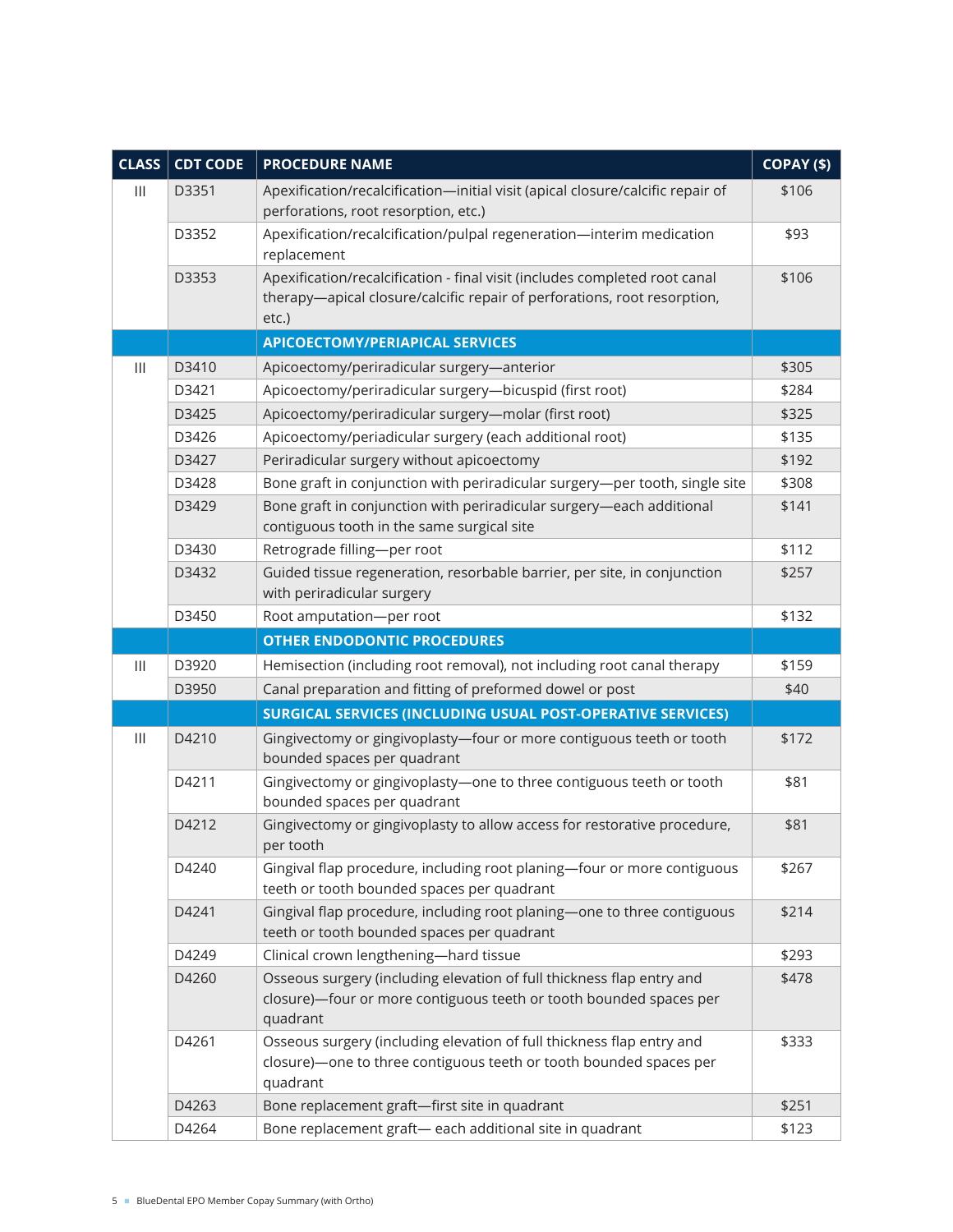| CLASS | CDT CODE | PROCEDURE NAME | COPAY ($) |
|---|---|---|---|
| III | D3351 | Apexification/recalcification—initial visit (apical closure/calcific repair of perforations, root resorption, etc.) | $106 |
| | D3352 | Apexification/recalcification/pulpal regeneration—interim medication replacement | $93 |
| | D3353 | Apexification/recalcification - final visit (includes completed root canal therapy—apical closure/calcific repair of perforations, root resorption, etc.) | $106 |
| | | **APICOECTOMY/PERIAPICAL SERVICES** | |
| III | D3410 | Apicoectomy/periradicular surgery—anterior | $305 |
| | D3421 | Apicoectomy/periradicular surgery—bicuspid (first root) | $284 |
| | D3425 | Apicoectomy/periradicular surgery—molar (first root) | $325 |
| | D3426 | Apicoectomy/periadicular surgery (each additional root) | $135 |
| | D3427 | Periradicular surgery without apicoectomy | $192 |
| | D3428 | Bone graft in conjunction with periradicular surgery—per tooth, single site | $308 |
| | D3429 | Bone graft in conjunction with periradicular surgery—each additional contiguous tooth in the same surgical site | $141 |
| | D3430 | Retrograde filling—per root | $112 |
| | D3432 | Guided tissue regeneration, resorbable barrier, per site, in conjunction with periradicular surgery | $257 |
| | D3450 | Root amputation—per root | $132 |
| | | **OTHER ENDODONTIC PROCEDURES** | |
| III | D3920 | Hemisection (including root removal), not including root canal therapy | $159 |
| | D3950 | Canal preparation and fitting of preformed dowel or post | $40 |
| | | **SURGICAL SERVICES (INCLUDING USUAL POST-OPERATIVE SERVICES)** | |
| III | D4210 | Gingivectomy or gingivoplasty—four or more contiguous teeth or tooth bounded spaces per quadrant | $172 |
| | D4211 | Gingivectomy or gingivoplasty—one to three contiguous teeth or tooth bounded spaces per quadrant | $81 |
| | D4212 | Gingivectomy or gingivoplasty to allow access for restorative procedure, per tooth | $81 |
| | D4240 | Gingival flap procedure, including root planing—four or more contiguous teeth or tooth bounded spaces per quadrant | $267 |
| | D4241 | Gingival flap procedure, including root planing—one to three contiguous teeth or tooth bounded spaces per quadrant | $214 |
| | D4249 | Clinical crown lengthening—hard tissue | $293 |
| | D4260 | Osseous surgery (including elevation of full thickness flap entry and closure)—four or more contiguous teeth or tooth bounded spaces per quadrant | $478 |
| | D4261 | Osseous surgery (including elevation of full thickness flap entry and closure)—one to three contiguous teeth or tooth bounded spaces per quadrant | $333 |
| | D4263 | Bone replacement graft—first site in quadrant | $251 |
| | D4264 | Bone replacement graft— each additional site in quadrant | $123 |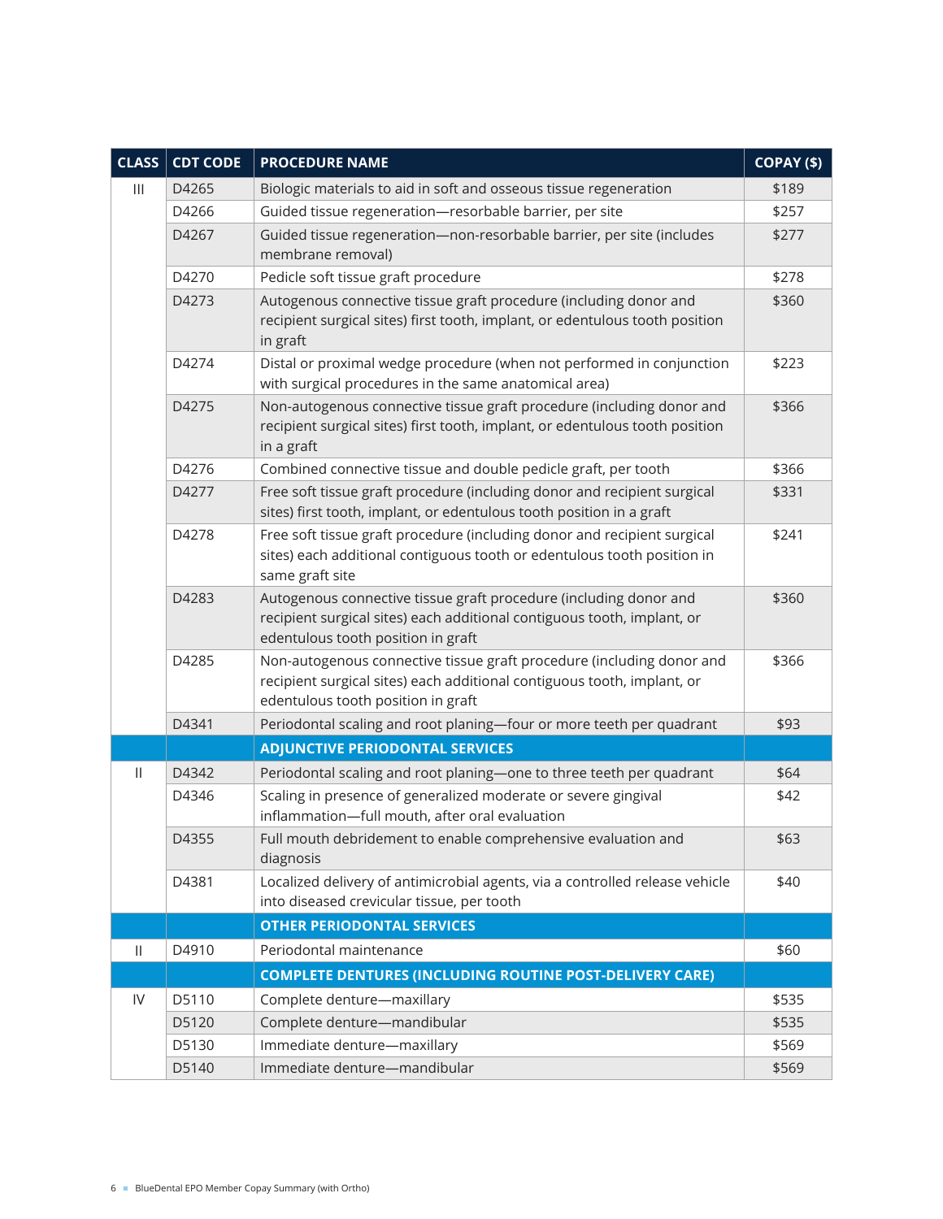| CLASS | CDT CODE | PROCEDURE NAME | COPAY ($) |
|---|---|---|---|
| III | D4265 | Biologic materials to aid in soft and osseous tissue regeneration | $189 |
| | D4266 | Guided tissue regeneration—resorbable barrier, per site | $257 |
| | D4267 | Guided tissue regeneration—non-resorbable barrier, per site (includes membrane removal) | $277 |
| | D4270 | Pedicle soft tissue graft procedure | $278 |
| | D4273 | Autogenous connective tissue graft procedure (including donor and recipient surgical sites) first tooth, implant, or edentulous tooth position in graft | $360 |
| | D4274 | Distal or proximal wedge procedure (when not performed in conjunction with surgical procedures in the same anatomical area) | $223 |
| | D4275 | Non-autogenous connective tissue graft procedure (including donor and recipient surgical sites) first tooth, implant, or edentulous tooth position in a graft | $366 |
| | D4276 | Combined connective tissue and double pedicle graft, per tooth | $366 |
| | D4277 | Free soft tissue graft procedure (including donor and recipient surgical sites) first tooth, implant, or edentulous tooth position in a graft | $331 |
| | D4278 | Free soft tissue graft procedure (including donor and recipient surgical sites) each additional contiguous tooth or edentulous tooth position in same graft site | $241 |
| | D4283 | Autogenous connective tissue graft procedure (including donor and recipient surgical sites) each additional contiguous tooth, implant, or edentulous tooth position in graft | $360 |
| | D4285 | Non-autogenous connective tissue graft procedure (including donor and recipient surgical sites) each additional contiguous tooth, implant, or edentulous tooth position in graft | $366 |
| | D4341 | Periodontal scaling and root planing—four or more teeth per quadrant | $93 |
| | | **ADJUNCTIVE PERIODONTAL SERVICES** | |
| II | D4342 | Periodontal scaling and root planing—one to three teeth per quadrant | $64 |
| | D4346 | Scaling in presence of generalized moderate or severe gingival inflammation—full mouth, after oral evaluation | $42 |
| | D4355 | Full mouth debridement to enable comprehensive evaluation and diagnosis | $63 |
| | D4381 | Localized delivery of antimicrobial agents, via a controlled release vehicle into diseased crevicular tissue, per tooth | $40 |
| | | **OTHER PERIODONTAL SERVICES** | |
| II | D4910 | Periodontal maintenance | $60 |
| | | **COMPLETE DENTURES (INCLUDING ROUTINE POST-DELIVERY CARE)** | |
| IV | D5110 | Complete denture—maxillary | $535 |
| | D5120 | Complete denture—mandibular | $535 |
| | D5130 | Immediate denture—maxillary | $569 |
| | D5140 | Immediate denture—mandibular | $569 |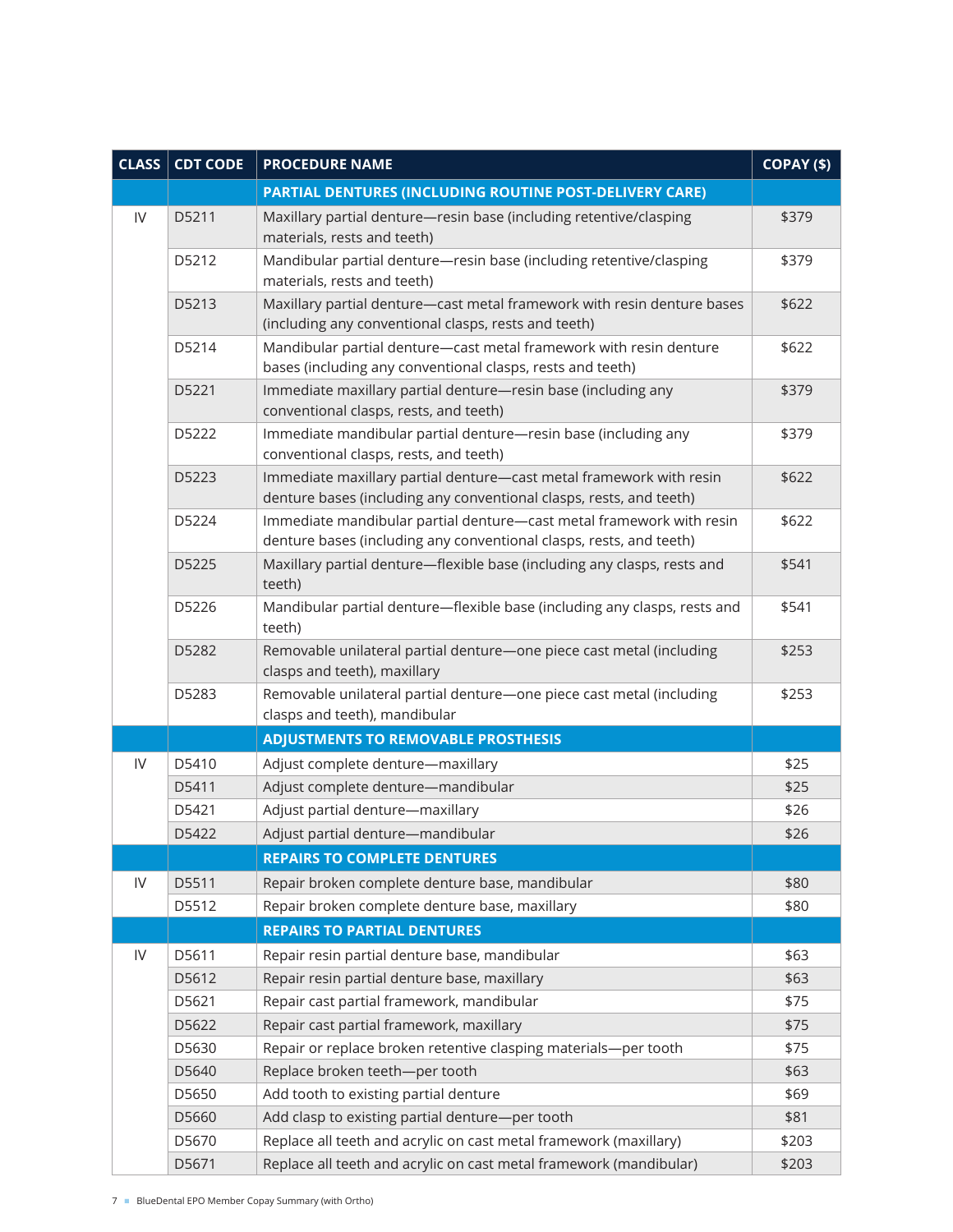| CLASS | CDT CODE | PROCEDURE NAME | COPAY ($) |
|---|---|---|---|
| | | **PARTIAL DENTURES (INCLUDING ROUTINE POST-DELIVERY CARE)** | |
| IV | D5211 | Maxillary partial denture—resin base (including retentive/clasping materials, rests and teeth) | $379 |
| | D5212 | Mandibular partial denture—resin base (including retentive/clasping materials, rests and teeth) | $379 |
| | D5213 | Maxillary partial denture—cast metal framework with resin denture bases (including any conventional clasps, rests and teeth) | $622 |
| | D5214 | Mandibular partial denture—cast metal framework with resin denture bases (including any conventional clasps, rests and teeth) | $622 |
| | D5221 | Immediate maxillary partial denture—resin base (including any conventional clasps, rests, and teeth) | $379 |
| | D5222 | Immediate mandibular partial denture—resin base (including any conventional clasps, rests, and teeth) | $379 |
| | D5223 | Immediate maxillary partial denture—cast metal framework with resin denture bases (including any conventional clasps, rests, and teeth) | $622 |
| | D5224 | Immediate mandibular partial denture—cast metal framework with resin denture bases (including any conventional clasps, rests, and teeth) | $622 |
| | D5225 | Maxillary partial denture—flexible base (including any clasps, rests and teeth) | $541 |
| | D5226 | Mandibular partial denture—flexible base (including any clasps, rests and teeth) | $541 |
| | D5282 | Removable unilateral partial denture—one piece cast metal (including clasps and teeth), maxillary | $253 |
| | D5283 | Removable unilateral partial denture—one piece cast metal (including clasps and teeth), mandibular | $253 |
| | | **ADJUSTMENTS TO REMOVABLE PROSTHESIS** | |
| IV | D5410 | Adjust complete denture—maxillary | $25 |
| | D5411 | Adjust complete denture—mandibular | $25 |
| | D5421 | Adjust partial denture—maxillary | $26 |
| | D5422 | Adjust partial denture—mandibular | $26 |
| | | **REPAIRS TO COMPLETE DENTURES** | |
| IV | D5511 | Repair broken complete denture base, mandibular | $80 |
| | D5512 | Repair broken complete denture base, maxillary | $80 |
| | | **REPAIRS TO PARTIAL DENTURES** | |
| IV | D5611 | Repair resin partial denture base, mandibular | $63 |
| | D5612 | Repair resin partial denture base, maxillary | $63 |
| | D5621 | Repair cast partial framework, mandibular | $75 |
| | D5622 | Repair cast partial framework, maxillary | $75 |
| | D5630 | Repair or replace broken retentive clasping materials—per tooth | $75 |
| | D5640 | Replace broken teeth—per tooth | $63 |
| | D5650 | Add tooth to existing partial denture | $69 |
| | D5660 | Add clasp to existing partial denture—per tooth | $81 |
| | D5670 | Replace all teeth and acrylic on cast metal framework (maxillary) | $203 |
| | D5671 | Replace all teeth and acrylic on cast metal framework (mandibular) | $203 |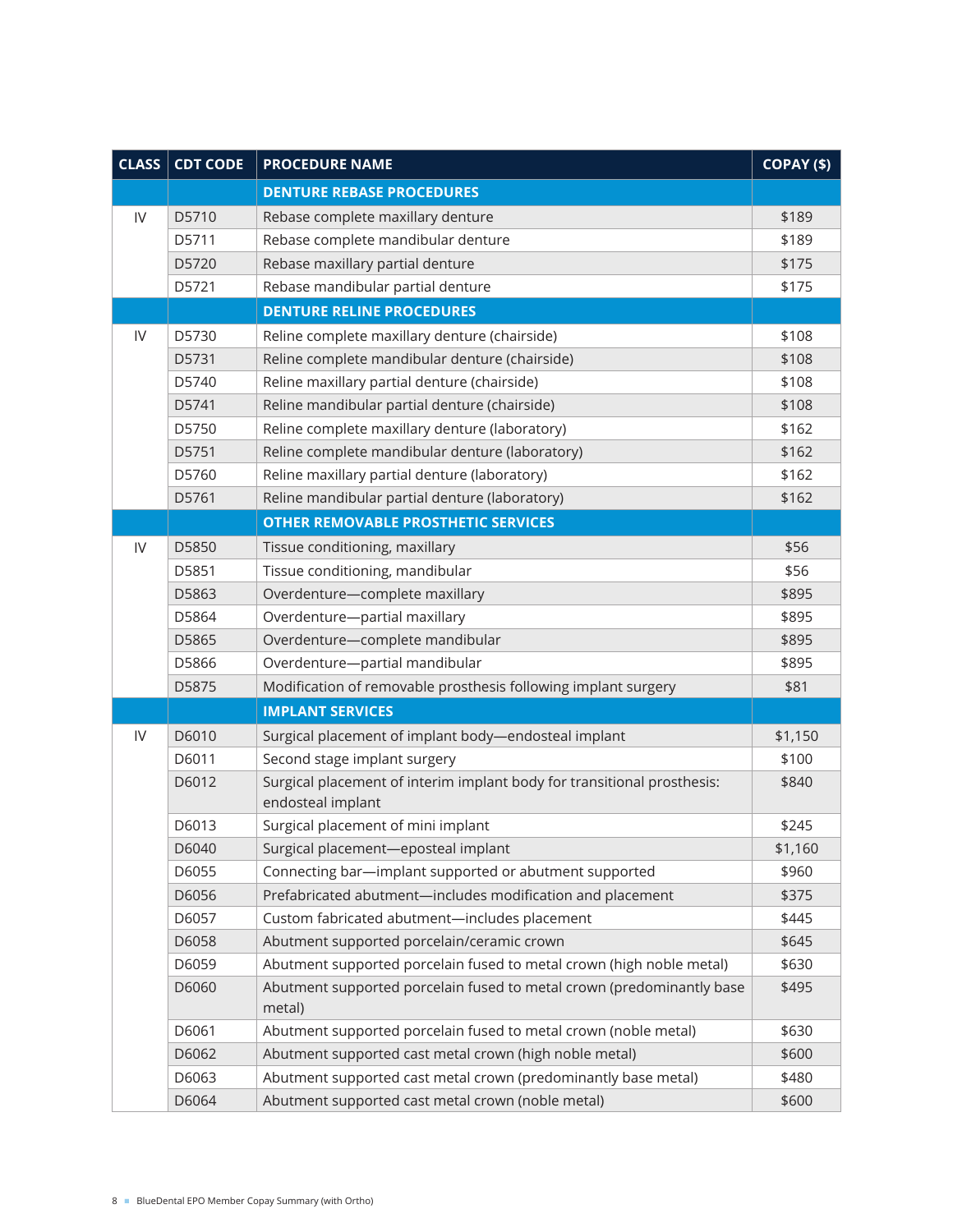| CLASS | CDT CODE | PROCEDURE NAME | COPAY ($) |
|---|---|---|---|
| | | **DENTURE REBASE PROCEDURES** | |
| IV | D5710 | Rebase complete maxillary denture | $189 |
| | D5711 | Rebase complete mandibular denture | $189 |
| | D5720 | Rebase maxillary partial denture | $175 |
| | D5721 | Rebase mandibular partial denture | $175 |
| | | **DENTURE RELINE PROCEDURES** | |
| IV | D5730 | Reline complete maxillary denture (chairside) | $108 |
| | D5731 | Reline complete mandibular denture (chairside) | $108 |
| | D5740 | Reline maxillary partial denture (chairside) | $108 |
| | D5741 | Reline mandibular partial denture (chairside) | $108 |
| | D5750 | Reline complete maxillary denture (laboratory) | $162 |
| | D5751 | Reline complete mandibular denture (laboratory) | $162 |
| | D5760 | Reline maxillary partial denture (laboratory) | $162 |
| | D5761 | Reline mandibular partial denture (laboratory) | $162 |
| | | **OTHER REMOVABLE PROSTHETIC SERVICES** | |
| IV | D5850 | Tissue conditioning, maxillary | $56 |
| | D5851 | Tissue conditioning, mandibular | $56 |
| | D5863 | Overdenture—complete maxillary | $895 |
| | D5864 | Overdenture—partial maxillary | $895 |
| | D5865 | Overdenture—complete mandibular | $895 |
| | D5866 | Overdenture—partial mandibular | $895 |
| | D5875 | Modification of removable prosthesis following implant surgery | $81 |
| | | **IMPLANT SERVICES** | |
| IV | D6010 | Surgical placement of implant body—endosteal implant | $1,150 |
| | D6011 | Second stage implant surgery | $100 |
| | D6012 | Surgical placement of interim implant body for transitional prosthesis: endosteal implant | $840 |
| | D6013 | Surgical placement of mini implant | $245 |
| | D6040 | Surgical placement—eposteal implant | $1,160 |
| | D6055 | Connecting bar—implant supported or abutment supported | $960 |
| | D6056 | Prefabricated abutment—includes modification and placement | $375 |
| | D6057 | Custom fabricated abutment—includes placement | $445 |
| | D6058 | Abutment supported porcelain/ceramic crown | $645 |
| | D6059 | Abutment supported porcelain fused to metal crown (high noble metal) | $630 |
| | D6060 | Abutment supported porcelain fused to metal crown (predominantly base metal) | $495 |
| | D6061 | Abutment supported porcelain fused to metal crown (noble metal) | $630 |
| | D6062 | Abutment supported cast metal crown (high noble metal) | $600 |
| | D6063 | Abutment supported cast metal crown (predominantly base metal) | $480 |
| | D6064 | Abutment supported cast metal crown (noble metal) | $600 |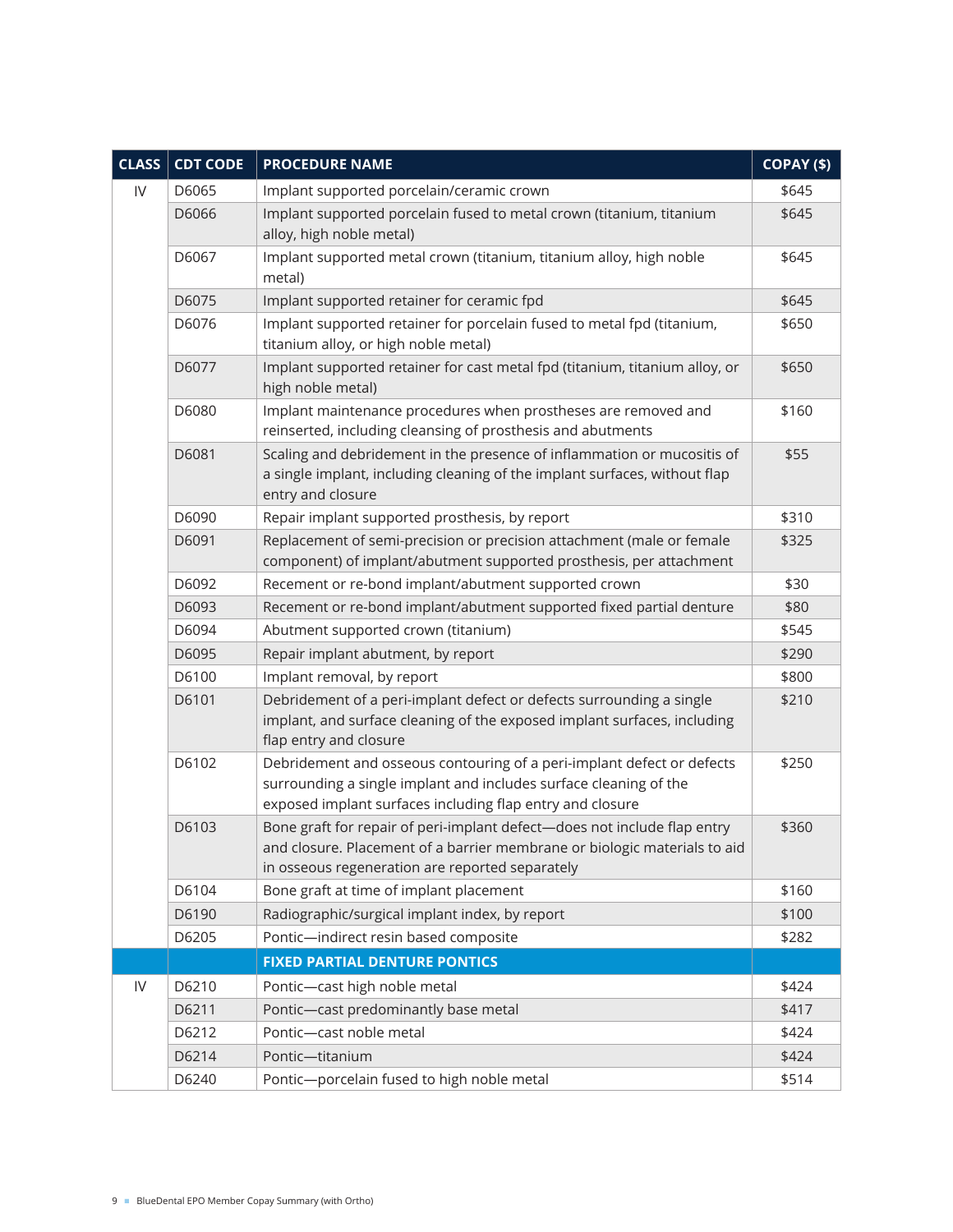| CLASS | CDT CODE | PROCEDURE NAME | COPAY ($) |
|---|---|---|---|
| IV | D6065 | Implant supported porcelain/ceramic crown | $645 |
| | D6066 | Implant supported porcelain fused to metal crown (titanium, titanium alloy, high noble metal) | $645 |
| | D6067 | Implant supported metal crown (titanium, titanium alloy, high noble metal) | $645 |
| | D6075 | Implant supported retainer for ceramic fpd | $645 |
| | D6076 | Implant supported retainer for porcelain fused to metal fpd (titanium, titanium alloy, or high noble metal) | $650 |
| | D6077 | Implant supported retainer for cast metal fpd (titanium, titanium alloy, or high noble metal) | $650 |
| | D6080 | Implant maintenance procedures when prostheses are removed and reinserted, including cleansing of prosthesis and abutments | $160 |
| | D6081 | Scaling and debridement in the presence of inflammation or mucositis of a single implant, including cleaning of the implant surfaces, without flap entry and closure | $55 |
| | D6090 | Repair implant supported prosthesis, by report | $310 |
| | D6091 | Replacement of semi-precision or precision attachment (male or female component) of implant/abutment supported prosthesis, per attachment | $325 |
| | D6092 | Recement or re-bond implant/abutment supported crown | $30 |
| | D6093 | Recement or re-bond implant/abutment supported fixed partial denture | $80 |
| | D6094 | Abutment supported crown (titanium) | $545 |
| | D6095 | Repair implant abutment, by report | $290 |
| | D6100 | Implant removal, by report | $800 |
| | D6101 | Debridement of a peri-implant defect or defects surrounding a single implant, and surface cleaning of the exposed implant surfaces, including flap entry and closure | $210 |
| | D6102 | Debridement and osseous contouring of a peri-implant defect or defects surrounding a single implant and includes surface cleaning of the exposed implant surfaces including flap entry and closure | $250 |
| | D6103 | Bone graft for repair of peri-implant defect—does not include flap entry and closure. Placement of a barrier membrane or biologic materials to aid in osseous regeneration are reported separately | $360 |
| | D6104 | Bone graft at time of implant placement | $160 |
| | D6190 | Radiographic/surgical implant index, by report | $100 |
| | D6205 | Pontic—indirect resin based composite | $282 |
| | | **FIXED PARTIAL DENTURE PONTICS** | |
| IV | D6210 | Pontic—cast high noble metal | $424 |
| | D6211 | Pontic—cast predominantly base metal | $417 |
| | D6212 | Pontic—cast noble metal | $424 |
| | D6214 | Pontic—titanium | $424 |
| | D6240 | Pontic—porcelain fused to high noble metal | $514 |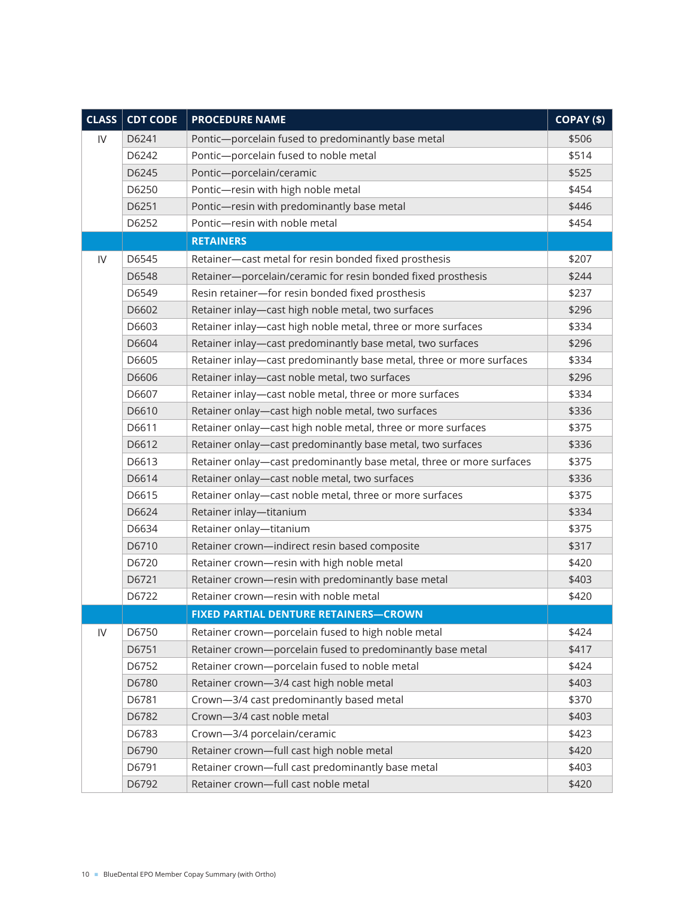| CLASS | CDT CODE | PROCEDURE NAME | COPAY ($) |
|---|---|---|---|
| IV | D6241 | Pontic—porcelain fused to predominantly base metal | $506 |
| | D6242 | Pontic—porcelain fused to noble metal | $514 |
| | D6245 | Pontic—porcelain/ceramic | $525 |
| | D6250 | Pontic—resin with high noble metal | $454 |
| | D6251 | Pontic—resin with predominantly base metal | $446 |
| | D6252 | Pontic—resin with noble metal | $454 |
| | | **RETAINERS** | |
| IV | D6545 | Retainer—cast metal for resin bonded fixed prosthesis | $207 |
| | D6548 | Retainer—porcelain/ceramic for resin bonded fixed prosthesis | $244 |
| | D6549 | Resin retainer—for resin bonded fixed prosthesis | $237 |
| | D6602 | Retainer inlay—cast high noble metal, two surfaces | $296 |
| | D6603 | Retainer inlay—cast high noble metal, three or more surfaces | $334 |
| | D6604 | Retainer inlay—cast predominantly base metal, two surfaces | $296 |
| | D6605 | Retainer inlay—cast predominantly base metal, three or more surfaces | $334 |
| | D6606 | Retainer inlay—cast noble metal, two surfaces | $296 |
| | D6607 | Retainer inlay—cast noble metal, three or more surfaces | $334 |
| | D6610 | Retainer onlay—cast high noble metal, two surfaces | $336 |
| | D6611 | Retainer onlay—cast high noble metal, three or more surfaces | $375 |
| | D6612 | Retainer onlay—cast predominantly base metal, two surfaces | $336 |
| | D6613 | Retainer onlay—cast predominantly base metal, three or more surfaces | $375 |
| | D6614 | Retainer onlay—cast noble metal, two surfaces | $336 |
| | D6615 | Retainer onlay—cast noble metal, three or more surfaces | $375 |
| | D6624 | Retainer inlay—titanium | $334 |
| | D6634 | Retainer onlay—titanium | $375 |
| | D6710 | Retainer crown—indirect resin based composite | $317 |
| | D6720 | Retainer crown—resin with high noble metal | $420 |
| | D6721 | Retainer crown—resin with predominantly base metal | $403 |
| | D6722 | Retainer crown—resin with noble metal | $420 |
| | | **FIXED PARTIAL DENTURE RETAINERS—CROWN** | |
| IV | D6750 | Retainer crown—porcelain fused to high noble metal | $424 |
| | D6751 | Retainer crown—porcelain fused to predominantly base metal | $417 |
| | D6752 | Retainer crown—porcelain fused to noble metal | $424 |
| | D6780 | Retainer crown—3/4 cast high noble metal | $403 |
| | D6781 | Crown—3/4 cast predominantly based metal | $370 |
| | D6782 | Crown—3/4 cast noble metal | $403 |
| | D6783 | Crown—3/4 porcelain/ceramic | $423 |
| | D6790 | Retainer crown—full cast high noble metal | $420 |
| | D6791 | Retainer crown—full cast predominantly base metal | $403 |
| | D6792 | Retainer crown—full cast noble metal | $420 |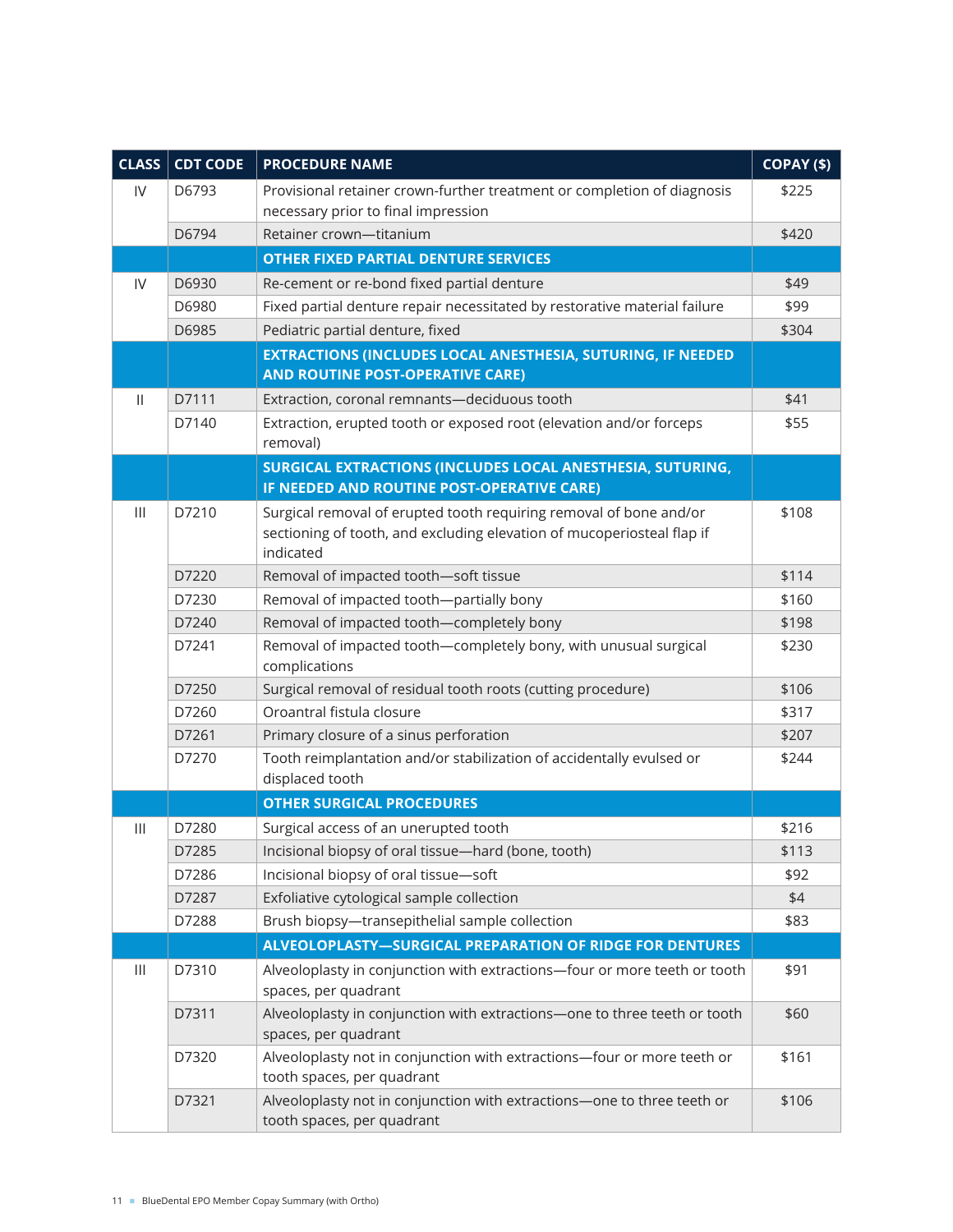| CLASS | CDT CODE | PROCEDURE NAME | COPAY ($) |
|---|---|---|---|
| IV | D6793 | Provisional retainer crown-further treatment or completion of diagnosis necessary prior to final impression | $225 |
| | D6794 | Retainer crown—titanium | $420 |
| | | **OTHER FIXED PARTIAL DENTURE SERVICES** | |
| IV | D6930 | Re-cement or re-bond fixed partial denture | $49 |
| | D6980 | Fixed partial denture repair necessitated by restorative material failure | $99 |
| | D6985 | Pediatric partial denture, fixed | $304 |
| | | **EXTRACTIONS (INCLUDES LOCAL ANESTHESIA, SUTURING, IF NEEDED AND ROUTINE POST-OPERATIVE CARE)** | |
| II | D7111 | Extraction, coronal remnants—deciduous tooth | $41 |
| | D7140 | Extraction, erupted tooth or exposed root (elevation and/or forceps removal) | $55 |
| | | **SURGICAL EXTRACTIONS (INCLUDES LOCAL ANESTHESIA, SUTURING, IF NEEDED AND ROUTINE POST-OPERATIVE CARE)** | |
| III | D7210 | Surgical removal of erupted tooth requiring removal of bone and/or sectioning of tooth, and excluding elevation of mucoperiosteal flap if indicated | $108 |
| | D7220 | Removal of impacted tooth—soft tissue | $114 |
| | D7230 | Removal of impacted tooth—partially bony | $160 |
| | D7240 | Removal of impacted tooth—completely bony | $198 |
| | D7241 | Removal of impacted tooth—completely bony, with unusual surgical complications | $230 |
| | D7250 | Surgical removal of residual tooth roots (cutting procedure) | $106 |
| | D7260 | Oroantral fistula closure | $317 |
| | D7261 | Primary closure of a sinus perforation | $207 |
| | D7270 | Tooth reimplantation and/or stabilization of accidentally evulsed or displaced tooth | $244 |
| | | **OTHER SURGICAL PROCEDURES** | |
| III | D7280 | Surgical access of an unerupted tooth | $216 |
| | D7285 | Incisional biopsy of oral tissue—hard (bone, tooth) | $113 |
| | D7286 | Incisional biopsy of oral tissue—soft | $92 |
| | D7287 | Exfoliative cytological sample collection | $4 |
| | D7288 | Brush biopsy—transepithelial sample collection | $83 |
| | | **ALVEOLOPLASTY—SURGICAL PREPARATION OF RIDGE FOR DENTURES** | |
| III | D7310 | Alveoloplasty in conjunction with extractions—four or more teeth or tooth spaces, per quadrant | $91 |
| | D7311 | Alveoloplasty in conjunction with extractions—one to three teeth or tooth spaces, per quadrant | $60 |
| | D7320 | Alveoloplasty not in conjunction with extractions—four or more teeth or tooth spaces, per quadrant | $161 |
| | D7321 | Alveoloplasty not in conjunction with extractions—one to three teeth or tooth spaces, per quadrant | $106 |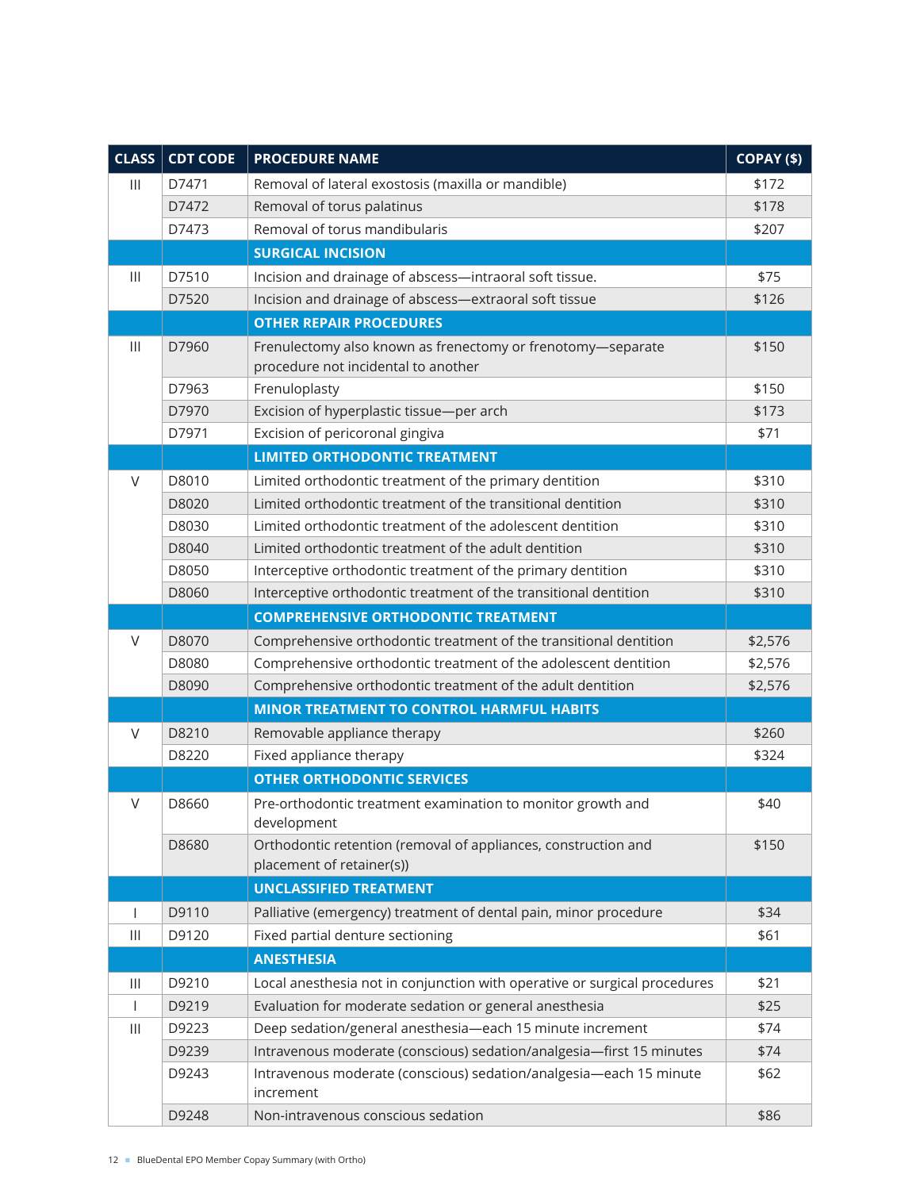| CLASS | CDT CODE | PROCEDURE NAME | COPAY ($) |
|---|---|---|---|
| III | D7471 | Removal of lateral exostosis (maxilla or mandible) | $172 |
| | D7472 | Removal of torus palatinus | $178 |
| | D7473 | Removal of torus mandibularis | $207 |
| | | **SURGICAL INCISION** | |
| III | D7510 | Incision and drainage of abscess—intraoral soft tissue. | $75 |
| | D7520 | Incision and drainage of abscess—extraoral soft tissue | $126 |
| | | **OTHER REPAIR PROCEDURES** | |
| III | D7960 | Frenulectomy also known as frenectomy or frenotomy—separate procedure not incidental to another | $150 |
| | D7963 | Frenuloplasty | $150 |
| | D7970 | Excision of hyperplastic tissue—per arch | $173 |
| | D7971 | Excision of pericoronal gingiva | $71 |
| | | **LIMITED ORTHODONTIC TREATMENT** | |
| V | D8010 | Limited orthodontic treatment of the primary dentition | $310 |
| | D8020 | Limited orthodontic treatment of the transitional dentition | $310 |
| | D8030 | Limited orthodontic treatment of the adolescent dentition | $310 |
| | D8040 | Limited orthodontic treatment of the adult dentition | $310 |
| | D8050 | Interceptive orthodontic treatment of the primary dentition | $310 |
| | D8060 | Interceptive orthodontic treatment of the transitional dentition | $310 |
| | | **COMPREHENSIVE ORTHODONTIC TREATMENT** | |
| V | D8070 | Comprehensive orthodontic treatment of the transitional dentition | $2,576 |
| | D8080 | Comprehensive orthodontic treatment of the adolescent dentition | $2,576 |
| | D8090 | Comprehensive orthodontic treatment of the adult dentition | $2,576 |
| | | **MINOR TREATMENT TO CONTROL HARMFUL HABITS** | |
| V | D8210 | Removable appliance therapy | $260 |
| | D8220 | Fixed appliance therapy | $324 |
| | | **OTHER ORTHODONTIC SERVICES** | |
| V | D8660 | Pre-orthodontic treatment examination to monitor growth and development | $40 |
| | D8680 | Orthodontic retention (removal of appliances, construction and placement of retainer(s)) | $150 |
| | | **UNCLASSIFIED TREATMENT** | |
| I | D9110 | Palliative (emergency) treatment of dental pain, minor procedure | $34 |
| III | D9120 | Fixed partial denture sectioning | $61 |
| | | **ANESTHESIA** | |
| III | D9210 | Local anesthesia not in conjunction with operative or surgical procedures | $21 |
| I | D9219 | Evaluation for moderate sedation or general anesthesia | $25 |
| III | D9223 | Deep sedation/general anesthesia—each 15 minute increment | $74 |
| | D9239 | Intravenous moderate (conscious) sedation/analgesia—first 15 minutes | $74 |
| | D9243 | Intravenous moderate (conscious) sedation/analgesia—each 15 minute increment | $62 |
| | D9248 | Non-intravenous conscious sedation | $86 |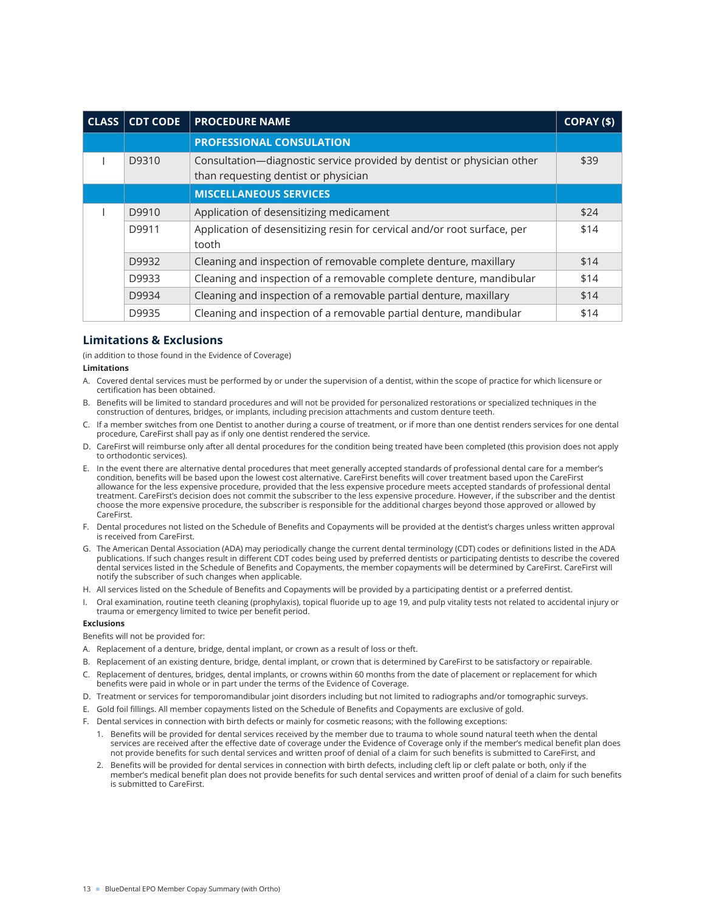| CLASS | CDT CODE | PROCEDURE NAME | COPAY ($) |
|---|---|---|---|
| | | **PROFESSIONAL CONSULTATION** | |
| I | D9310 | Consultation—diagnostic service provided by dentist or physician other than requesting dentist or physician | $39 |
| | | **MISCELLANEOUS SERVICES** | |
| I | D9910 | Application of desensitizing medicament | $24 |
| | D9911 | Application of desensitizing resin for cervical and/or root surface, per tooth | $14 |
| | D9932 | Cleaning and inspection of removable complete denture, maxillary | $14 |
| | D9933 | Cleaning and inspection of a removable complete denture, mandibular | $14 |
| | D9934 | Cleaning and inspection of a removable partial denture, maxillary | $14 |
| | D9935 | Cleaning and inspection of a removable partial denture, mandibular | $14 |

## Limitations & Exclusions

(in addition to those found in the Evidence of Coverage)

**Limitations**

A. Covered dental services must be performed by or under the supervision of a dentist, within the scope of practice for which licensure or certification has been obtained.

B. Benefits will be limited to standard procedures and will not be provided for personalized restorations or specialized techniques in the construction of dentures, bridges, or implants, including precision attachments and custom denture teeth.

C. If a member switches from one Dentist to another during a course of treatment, or if more than one dentist renders services for one dental procedure, CareFirst shall pay as if only one dentist rendered the service.

D. CareFirst will reimburse only after all dental procedures for the condition being treated have been completed (this provision does not apply to orthodontic services).

E. In the event there are alternative dental procedures that meet generally accepted standards of professional dental care for a member's condition, benefits will be based upon the lowest cost alternative. CareFirst benefits will cover treatment based upon the CareFirst allowance for the less expensive procedure, provided that the less expensive procedure meets accepted standards of professional dental treatment. CareFirst's decision does not commit the subscriber to the less expensive procedure. However, if the subscriber and the dentist choose the more expensive procedure, the subscriber is responsible for the additional charges beyond those approved or allowed by CareFirst.

F. Dental procedures not listed on the Schedule of Benefits and Copayments will be provided at the dentist's charges unless written approval is received from CareFirst.

G. The American Dental Association (ADA) may periodically change the current dental terminology (CDT) codes or definitions listed in the ADA publications. If such changes result in different CDT codes being used by preferred dentists or participating dentists to describe the covered dental services listed in the Schedule of Benefits and Copayments, the member copayments will be determined by CareFirst. CareFirst will notify the subscriber of such changes when applicable.

H. All services listed on the Schedule of Benefits and Copayments will be provided by a participating dentist or a preferred dentist.

I. Oral examination, routine teeth cleaning (prophylaxis), topical fluoride up to age 19, and pulp vitality tests not related to accidental injury or trauma or emergency limited to twice per benefit period.

**Exclusions**

Benefits will not be provided for:

A. Replacement of a denture, bridge, dental implant, or crown as a result of loss or theft.

B. Replacement of an existing denture, bridge, dental implant, or crown that is determined by CareFirst to be satisfactory or repairable.

C. Replacement of dentures, bridges, dental implants, or crowns within 60 months from the date of placement or replacement for which benefits were paid in whole or in part under the terms of the Evidence of Coverage.

D. Treatment or services for temporomandibular joint disorders including but not limited to radiographs and/or tomographic surveys.

E. Gold foil fillings. All member copayments listed on the Schedule of Benefits and Copayments are exclusive of gold.

F. Dental services in connection with birth defects or mainly for cosmetic reasons; with the following exceptions:

   1. Benefits will be provided for dental services received by the member due to trauma to whole sound natural teeth when the dental services are received after the effective date of coverage under the Evidence of Coverage only if the member's medical benefit plan does not provide benefits for such dental services and written proof of denial of a claim for such benefits is submitted to CareFirst, and
   2. Benefits will be provided for dental services in connection with birth defects, including cleft lip or cleft palate or both, only if the member's medical benefit plan does not provide benefits for such dental services and written proof of denial of a claim for such benefits is submitted to CareFirst.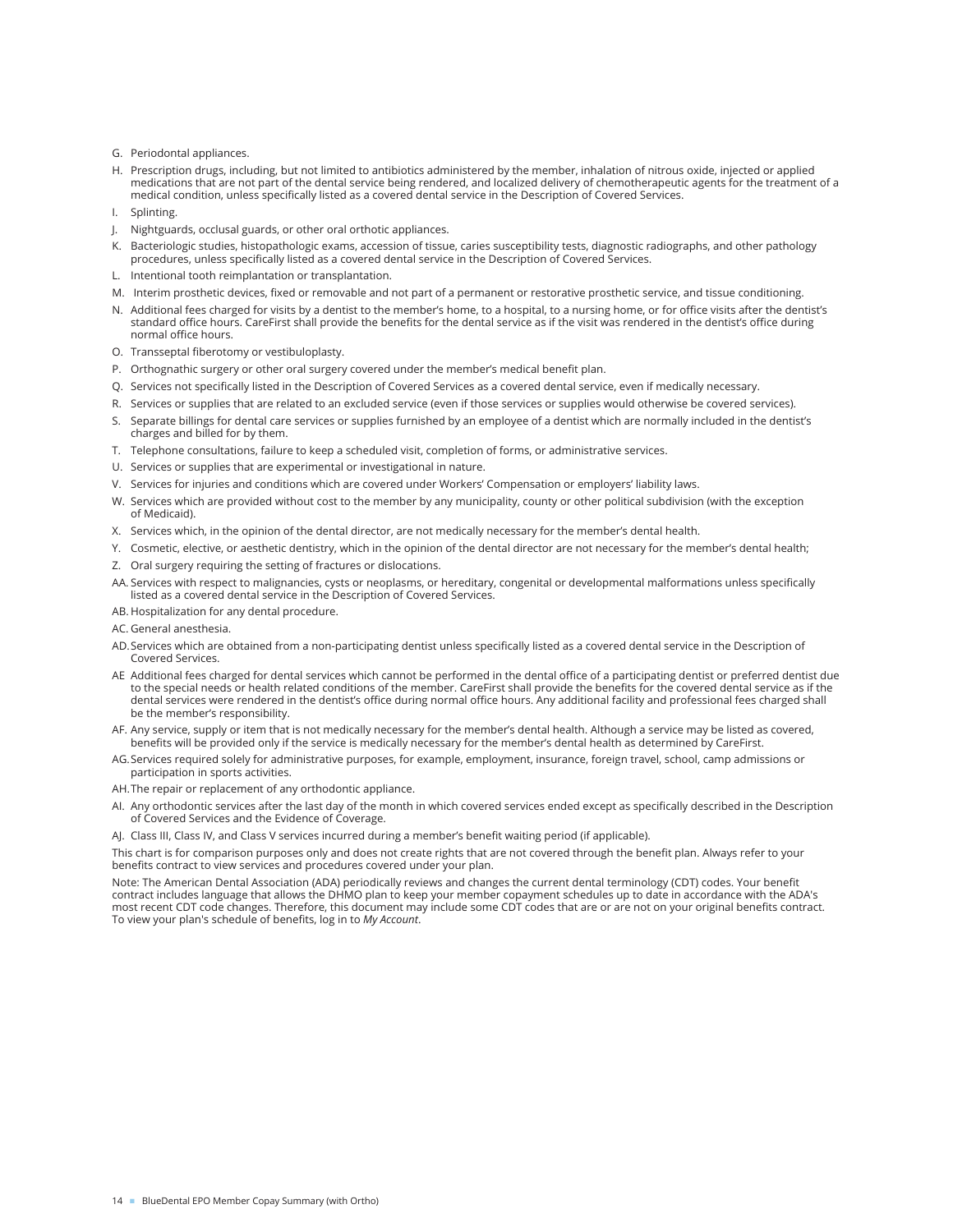G. Periodontal appliances.

H. Prescription drugs, including, but not limited to antibiotics administered by the member, inhalation of nitrous oxide, injected or applied medications that are not part of the dental service being rendered, and localized delivery of chemotherapeutic agents for the treatment of a medical condition, unless specifically listed as a covered dental service in the Description of Covered Services.

I. Splinting.

J. Nightguards, occlusal guards, or other oral orthotic appliances.

K. Bacteriologic studies, histopathologic exams, accession of tissue, caries susceptibility tests, diagnostic radiographs, and other pathology procedures, unless specifically listed as a covered dental service in the Description of Covered Services.

L. Intentional tooth reimplantation or transplantation.

M. Interim prosthetic devices, fixed or removable and not part of a permanent or restorative prosthetic service, and tissue conditioning.

N. Additional fees charged for visits by a dentist to the member's home, to a hospital, to a nursing home, or for office visits after the dentist's standard office hours. CareFirst shall provide the benefits for the dental service as if the visit was rendered in the dentist's office during normal office hours.

O. Transseptal fiberotomy or vestibuloplasty.

P. Orthognathic surgery or other oral surgery covered under the member's medical benefit plan.

Q. Services not specifically listed in the Description of Covered Services as a covered dental service, even if medically necessary.

R. Services or supplies that are related to an excluded service (even if those services or supplies would otherwise be covered services).

S. Separate billings for dental care services or supplies furnished by an employee of a dentist which are normally included in the dentist's charges and billed for by them.

T. Telephone consultations, failure to keep a scheduled visit, completion of forms, or administrative services.

U. Services or supplies that are experimental or investigational in nature.

V. Services for injuries and conditions which are covered under Workers' Compensation or employers' liability laws.

W. Services which are provided without cost to the member by any municipality, county or other political subdivision (with the exception of Medicaid).

X. Services which, in the opinion of the dental director, are not medically necessary for the member's dental health.

Y. Cosmetic, elective, or aesthetic dentistry, which in the opinion of the dental director are not necessary for the member's dental health;

Z. Oral surgery requiring the setting of fractures or dislocations.

AA. Services with respect to malignancies, cysts or neoplasms, or hereditary, congenital or developmental malformations unless specifically listed as a covered dental service in the Description of Covered Services.

AB. Hospitalization for any dental procedure.

AC. General anesthesia.

AD. Services which are obtained from a non-participating dentist unless specifically listed as a covered dental service in the Description of Covered Services.

AE Additional fees charged for dental services which cannot be performed in the dental office of a participating dentist or preferred dentist due to the special needs or health related conditions of the member. CareFirst shall provide the benefits for the covered dental service as if the dental services were rendered in the dentist's office during normal office hours. Any additional facility and professional fees charged shall be the member's responsibility.

AF. Any service, supply or item that is not medically necessary for the member's dental health. Although a service may be listed as covered, benefits will be provided only if the service is medically necessary for the member's dental health as determined by CareFirst.

AG. Services required solely for administrative purposes, for example, employment, insurance, foreign travel, school, camp admissions or participation in sports activities.

AH. The repair or replacement of any orthodontic appliance.

AI. Any orthodontic services after the last day of the month in which covered services ended except as specifically described in the Description of Covered Services and the Evidence of Coverage.

AJ. Class III, Class IV, and Class V services incurred during a member's benefit waiting period (if applicable).

This chart is for comparison purposes only and does not create rights that are not covered through the benefit plan. Always refer to your benefits contract to view services and procedures covered under your plan.

Note: The American Dental Association (ADA) periodically reviews and changes the current dental terminology (CDT) codes. Your benefit contract includes language that allows the DHMO plan to keep your member copayment schedules up to date in accordance with the ADA's most recent CDT code changes. Therefore, this document may include some CDT codes that are or are not on your original benefits contract. To view your plan's schedule of benefits, log in to *My Account*.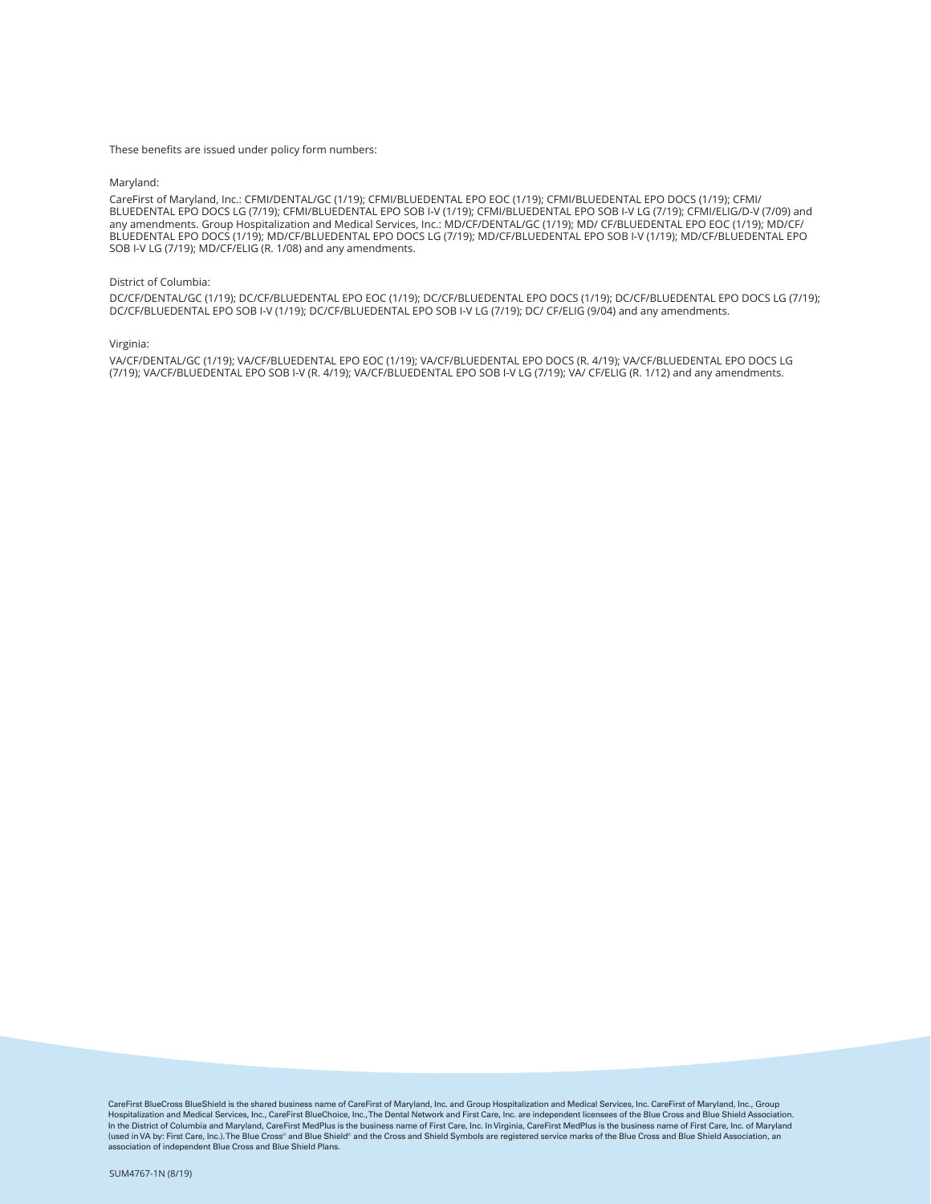These benefits are issued under policy form numbers:

Maryland:

CareFirst of Maryland, Inc.: CFMI/DENTAL/GC (1/19); CFMI/BLUEDENTAL EPO EOC (1/19); CFMI/BLUEDENTAL EPO DOCS (1/19); CFMI/ BLUEDENTAL EPO DOCS LG (7/19); CFMI/BLUEDENTAL EPO SOB I-V (1/19); CFMI/BLUEDENTAL EPO SOB I-V LG (7/19); CFMI/ELIG/D-V (7/09) and any amendments. Group Hospitalization and Medical Services, Inc.: MD/CF/DENTAL/GC (1/19); MD/ CF/BLUEDENTAL EPO EOC (1/19); MD/CF/ BLUEDENTAL EPO DOCS (1/19); MD/CF/BLUEDENTAL EPO DOCS LG (7/19); MD/CF/BLUEDENTAL EPO SOB I-V (1/19); MD/CF/BLUEDENTAL EPO SOB I-V LG (7/19); MD/CF/ELIG (R. 1/08) and any amendments.

District of Columbia:

DC/CF/DENTAL/GC (1/19); DC/CF/BLUEDENTAL EPO EOC (1/19); DC/CF/BLUEDENTAL EPO DOCS (1/19); DC/CF/BLUEDENTAL EPO DOCS LG (7/19); DC/CF/BLUEDENTAL EPO SOB I-V (1/19); DC/CF/BLUEDENTAL EPO SOB I-V LG (7/19); DC/ CF/ELIG (9/04) and any amendments.

Virginia:

VA/CF/DENTAL/GC (1/19); VA/CF/BLUEDENTAL EPO EOC (1/19); VA/CF/BLUEDENTAL EPO DOCS (R. 4/19); VA/CF/BLUEDENTAL EPO DOCS LG (7/19); VA/CF/BLUEDENTAL EPO SOB I-V (R. 4/19); VA/CF/BLUEDENTAL EPO SOB I-V LG (7/19); VA/ CF/ELIG (R. 1/12) and any amendments.

CareFirst BlueCross BlueShield is the shared business name of CareFirst of Maryland, Inc. and Group Hospitalization and Medical Services, Inc. CareFirst of Maryland, Inc., Group Hospitalization and Medical Services, Inc., CareFirst BlueChoice, Inc., The Dental Network and First Care, Inc. are independent licensees of the Blue Cross and Blue Shield Association. In the District of Columbia and Maryland, CareFirst MedPlus is the business name of First Care, Inc. In Virginia, CareFirst MedPlus is the business name of First Care, Inc. of Maryland (used in VA by: First Care, Inc.). The Blue Cross® and Blue Shield® and the Cross and Shield Symbols are registered service marks of the Blue Cross and Blue Shield Association, an association of independent Blue Cross and Blue Shield Plans.

SUM4767-1N (8/19)